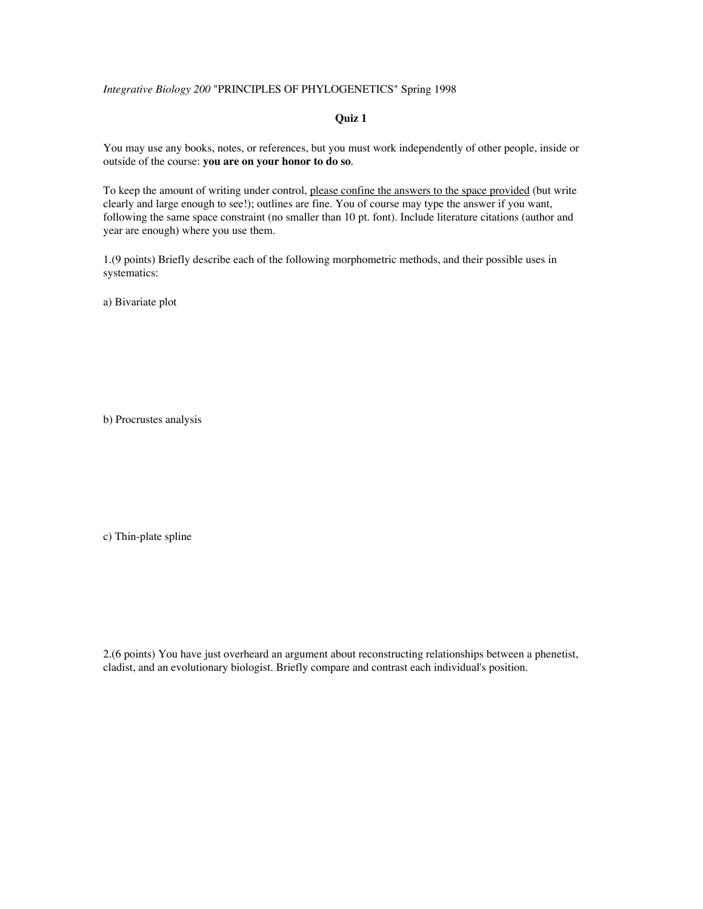*Integrative Biology 200* "PRINCIPLES OF PHYLOGENETICS" Spring 1998

## Quiz 1

You may use any books, notes, or references, but you must work independently of other people, inside or outside of the course: **you are on your honor to do so**.

To keep the amount of writing under control, <u>please confine the answers to the space provided</u> (but write clearly and large enough to see!); outlines are fine. You of course may type the answer if you want, following the same space constraint (no smaller than 10 pt. font). Include literature citations (author and year are enough) where you use them.

1.(9 points) Briefly describe each of the following morphometric methods, and their possible uses in systematics:

a) Bivariate plot

b) Procrustes analysis

c) Thin-plate spline

2.(6 points) You have just overheard an argument about reconstructing relationships between a phenetist, cladist, and an evolutionary biologist. Briefly compare and contrast each individual's position.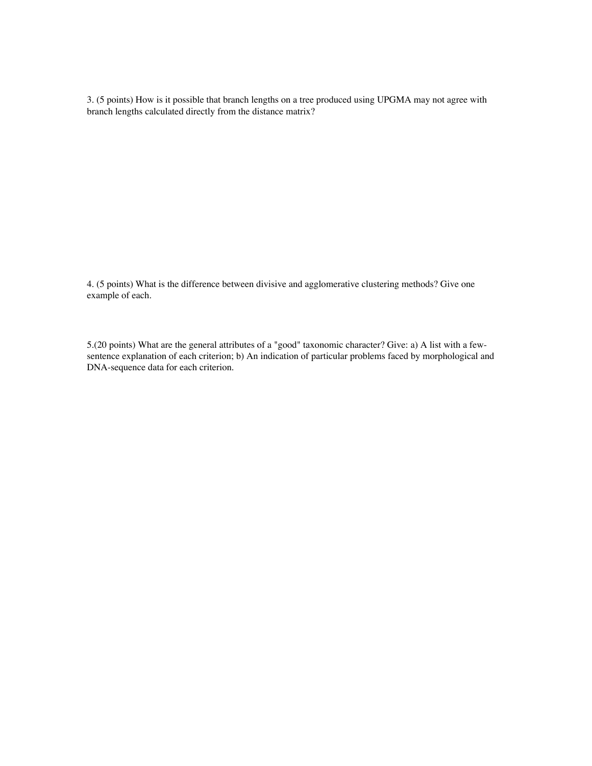3. (5 points) How is it possible that branch lengths on a tree produced using UPGMA may not agree with branch lengths calculated directly from the distance matrix?

4. (5 points) What is the difference between divisive and agglomerative clustering methods? Give one example of each.

5.(20 points) What are the general attributes of a "good" taxonomic character? Give: a) A list with a few-sentence explanation of each criterion; b) An indication of particular problems faced by morphological and DNA-sequence data for each criterion.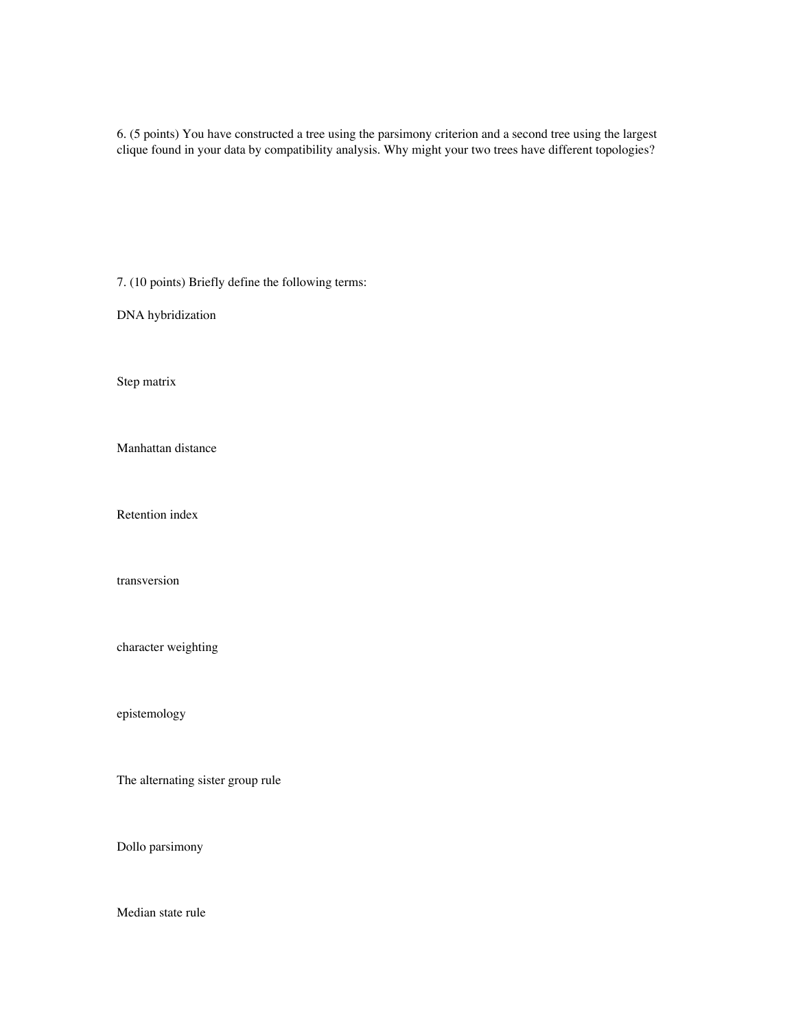6. (5 points) You have constructed a tree using the parsimony criterion and a second tree using the largest clique found in your data by compatibility analysis. Why might your two trees have different topologies?

7. (10 points) Briefly define the following terms:

DNA hybridization

Step matrix

Manhattan distance

Retention index

transversion

character weighting

epistemology

The alternating sister group rule

Dollo parsimony

Median state rule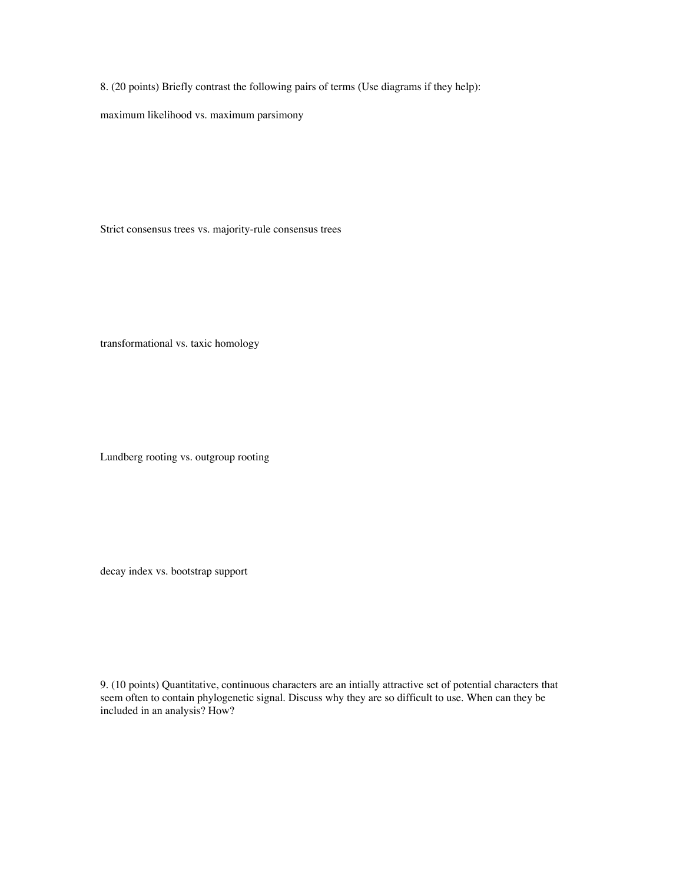8. (20 points) Briefly contrast the following pairs of terms (Use diagrams if they help):

maximum likelihood vs. maximum parsimony

Strict consensus trees vs. majority-rule consensus trees

transformational vs. taxic homology

Lundberg rooting vs. outgroup rooting

decay index vs. bootstrap support

9. (10 points) Quantitative, continuous characters are an intially attractive set of potential characters that seem often to contain phylogenetic signal. Discuss why they are so difficult to use. When can they be included in an analysis? How?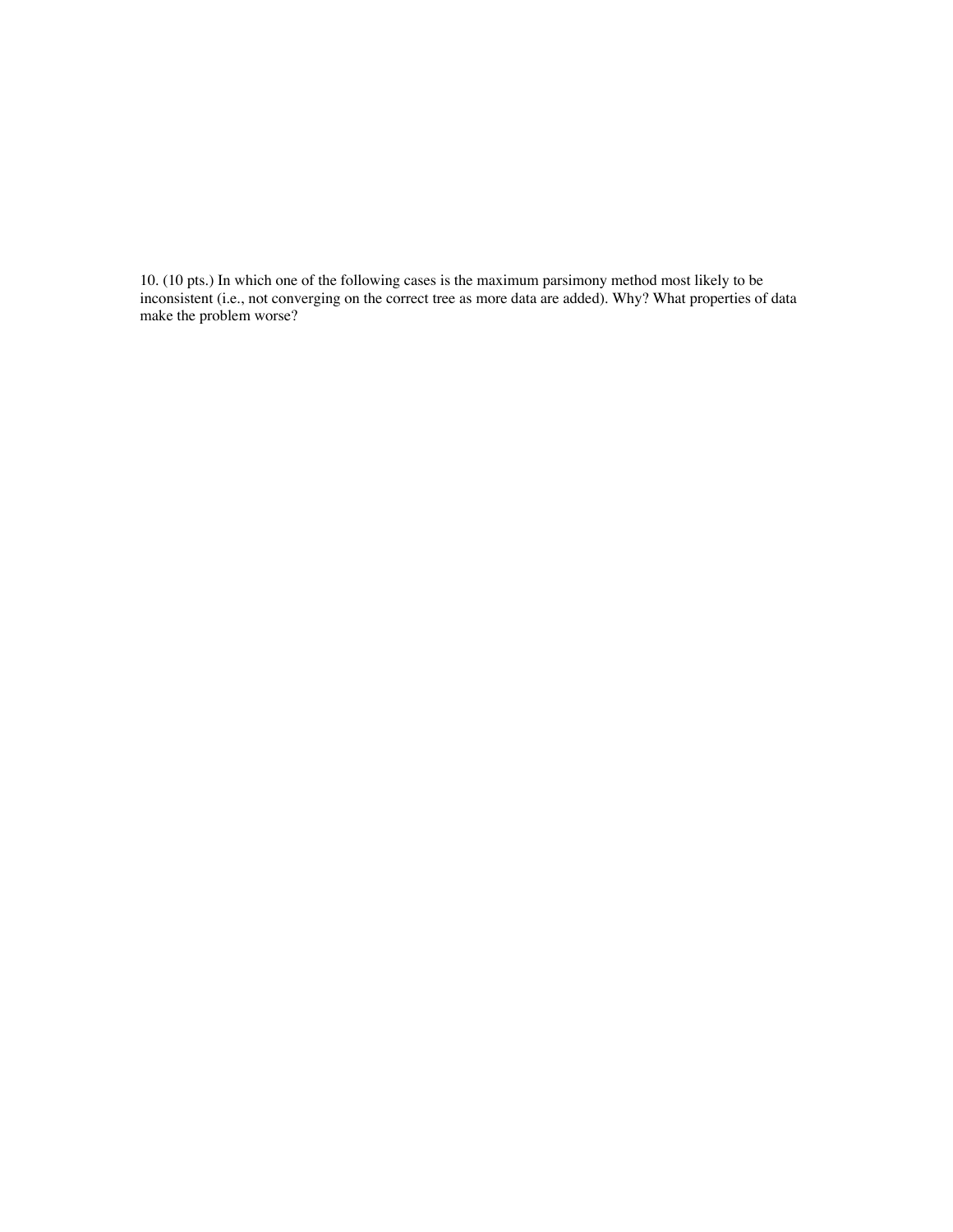10. (10 pts.) In which one of the following cases is the maximum parsimony method most likely to be inconsistent (i.e., not converging on the correct tree as more data are added). Why? What properties of data make the problem worse?